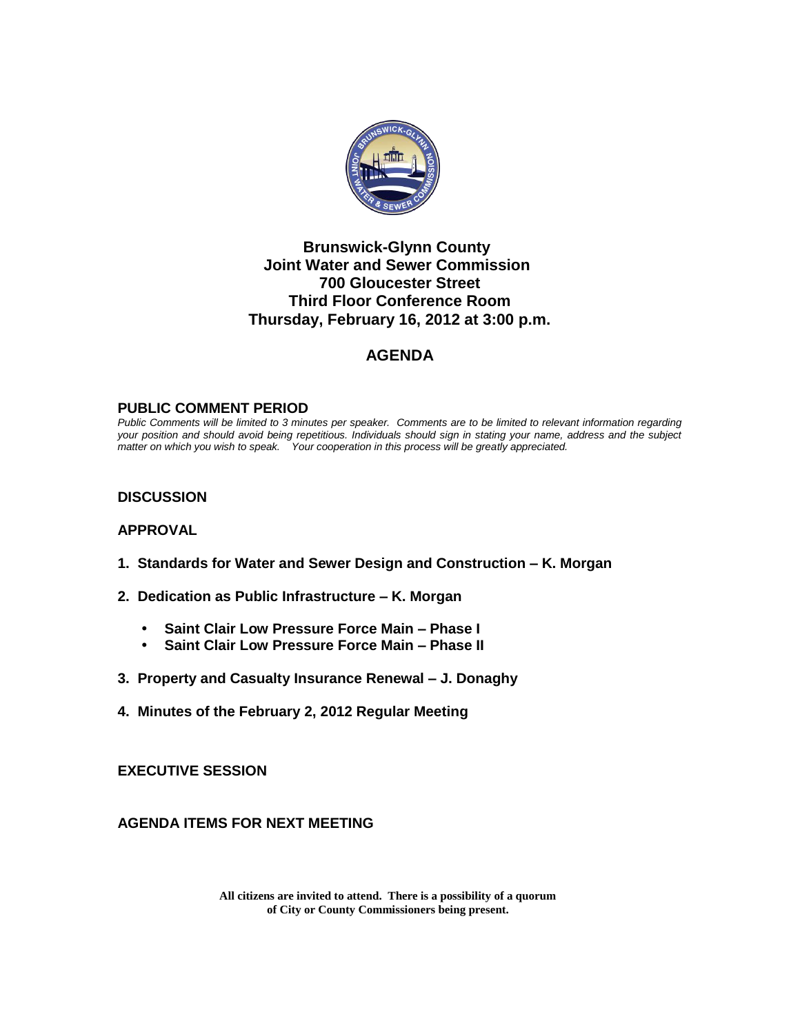# Brunswick-Glynn County Joint Water and Sewer Commission

**700 Gloucester Street**
**Third Floor Conference Room**
**Thursday, February 16, 2012 at 3:00 p.m.**

## AGENDA

### PUBLIC COMMENT PERIOD

*Public Comments will be limited to 3 minutes per speaker. Comments are to be limited to relevant information regarding your position and should avoid being repetitious. Individuals should sign in stating your name, address and the subject matter on which you wish to speak. Your cooperation in this process will be greatly appreciated.*

### DISCUSSION

### APPROVAL

1. **Standards for Water and Sewer Design and Construction – K. Morgan**
2. **Dedication as Public Infrastructure – K. Morgan**
   - **Saint Clair Low Pressure Force Main – Phase I**
   - **Saint Clair Low Pressure Force Main – Phase II**
3. **Property and Casualty Insurance Renewal – J. Donaghy**
4. **Minutes of the February 2, 2012 Regular Meeting**

### EXECUTIVE SESSION

### AGENDA ITEMS FOR NEXT MEETING

**All citizens are invited to attend. There is a possibility of a quorum of City or County Commissioners being present.**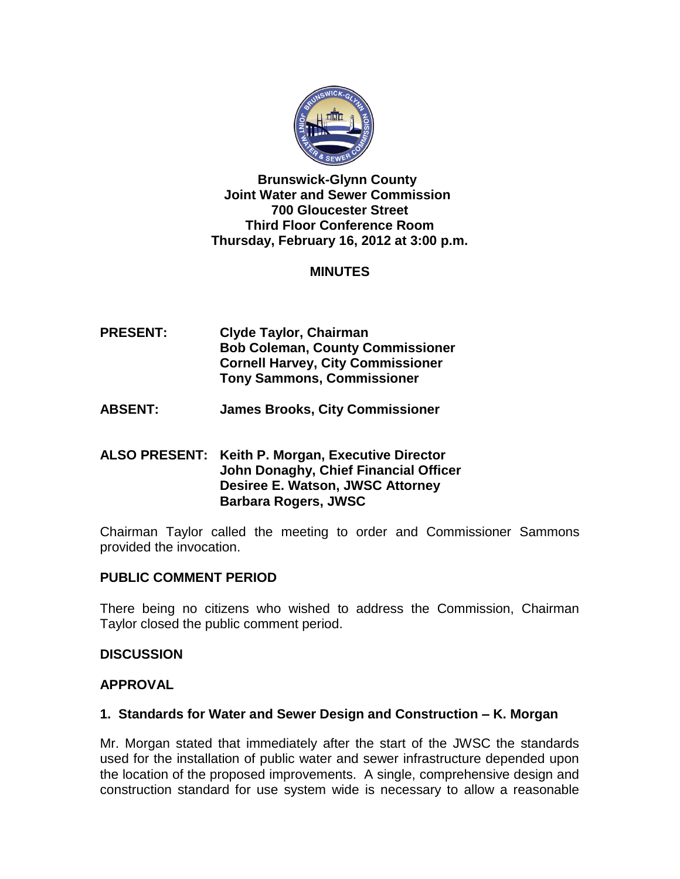**Brunswick-Glynn County**
**Joint Water and Sewer Commission**
**700 Gloucester Street**
**Third Floor Conference Room**
**Thursday, February 16, 2012 at 3:00 p.m.**

## MINUTES

**PRESENT:** **Clyde Taylor, Chairman**
**Bob Coleman, County Commissioner**
**Cornell Harvey, City Commissioner**
**Tony Sammons, Commissioner**

**ABSENT:** **James Brooks, City Commissioner**

**ALSO PRESENT:** **Keith P. Morgan, Executive Director**
**John Donaghy, Chief Financial Officer**
**Desiree E. Watson, JWSC Attorney**
**Barbara Rogers, JWSC**

Chairman Taylor called the meeting to order and Commissioner Sammons provided the invocation.

### PUBLIC COMMENT PERIOD

There being no citizens who wished to address the Commission, Chairman Taylor closed the public comment period.

### DISCUSSION

### APPROVAL

#### 1. Standards for Water and Sewer Design and Construction – K. Morgan

Mr. Morgan stated that immediately after the start of the JWSC the standards used for the installation of public water and sewer infrastructure depended upon the location of the proposed improvements. A single, comprehensive design and construction standard for use system wide is necessary to allow a reasonable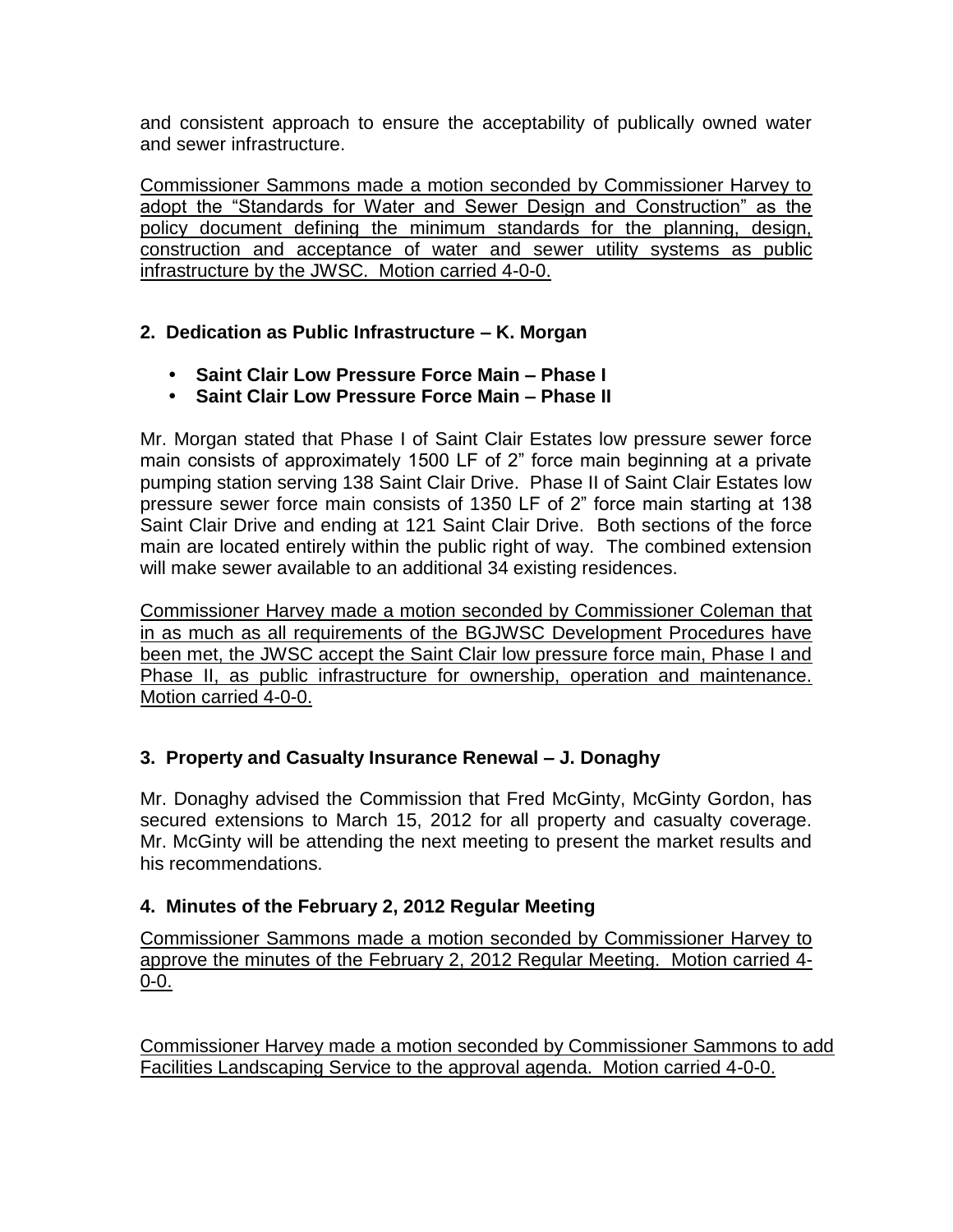and consistent approach to ensure the acceptability of publically owned water and sewer infrastructure.

<u>Commissioner Sammons made a motion seconded by Commissioner Harvey to adopt the "Standards for Water and Sewer Design and Construction" as the policy document defining the minimum standards for the planning, design, construction and acceptance of water and sewer utility systems as public infrastructure by the JWSC. Motion carried 4-0-0.</u>

**2. Dedication as Public Infrastructure – K. Morgan**

- **Saint Clair Low Pressure Force Main – Phase I**
- **Saint Clair Low Pressure Force Main – Phase II**

Mr. Morgan stated that Phase I of Saint Clair Estates low pressure sewer force main consists of approximately 1500 LF of 2" force main beginning at a private pumping station serving 138 Saint Clair Drive. Phase II of Saint Clair Estates low pressure sewer force main consists of 1350 LF of 2" force main starting at 138 Saint Clair Drive and ending at 121 Saint Clair Drive. Both sections of the force main are located entirely within the public right of way. The combined extension will make sewer available to an additional 34 existing residences.

<u>Commissioner Harvey made a motion seconded by Commissioner Coleman that in as much as all requirements of the BGJWSC Development Procedures have been met, the JWSC accept the Saint Clair low pressure force main, Phase I and Phase II, as public infrastructure for ownership, operation and maintenance. Motion carried 4-0-0.</u>

**3. Property and Casualty Insurance Renewal – J. Donaghy**

Mr. Donaghy advised the Commission that Fred McGinty, McGinty Gordon, has secured extensions to March 15, 2012 for all property and casualty coverage. Mr. McGinty will be attending the next meeting to present the market results and his recommendations.

**4. Minutes of the February 2, 2012 Regular Meeting**

<u>Commissioner Sammons made a motion seconded by Commissioner Harvey to approve the minutes of the February 2, 2012 Regular Meeting. Motion carried 4-0-0.</u>

<u>Commissioner Harvey made a motion seconded by Commissioner Sammons to add Facilities Landscaping Service to the approval agenda. Motion carried 4-0-0.</u>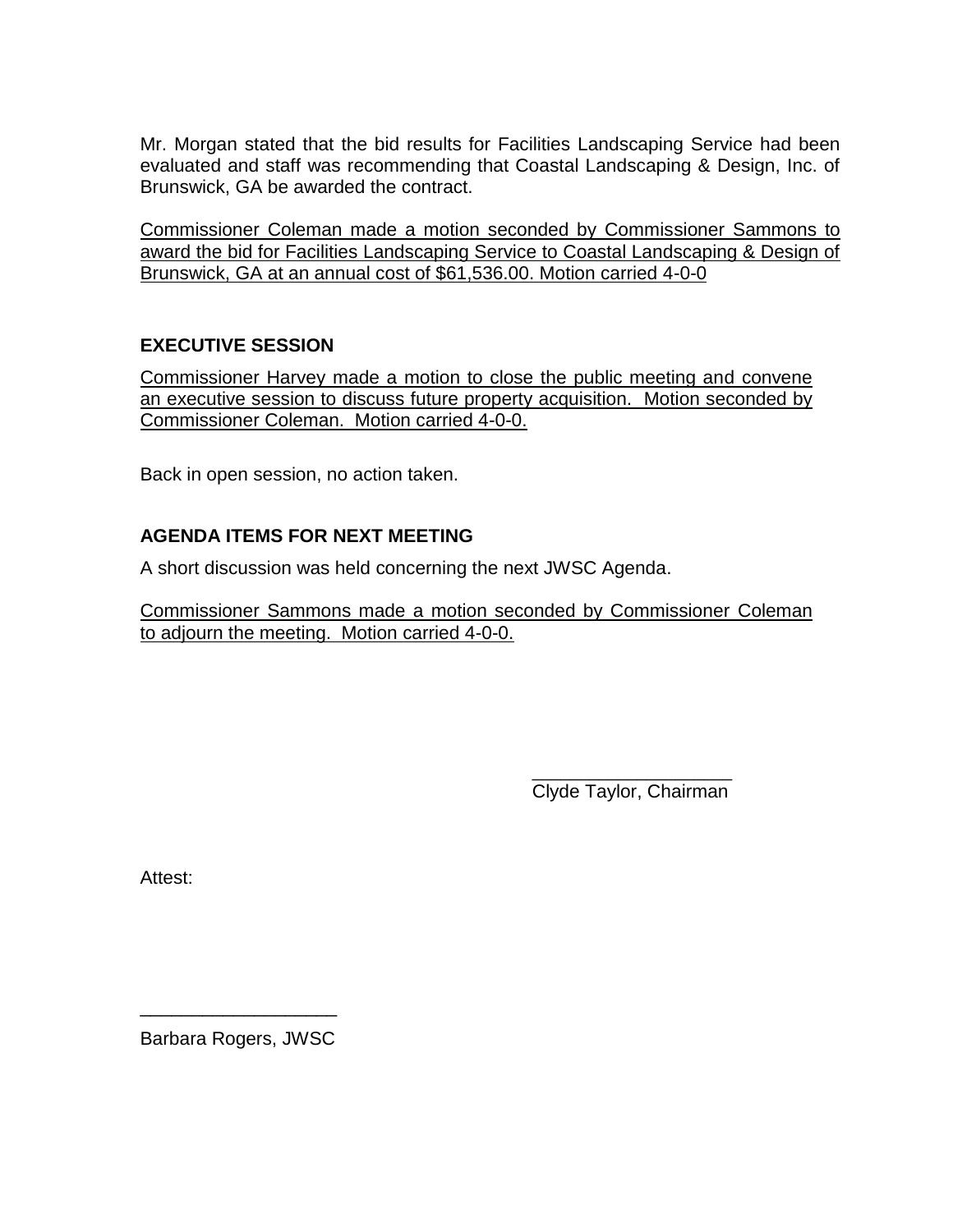Mr. Morgan stated that the bid results for Facilities Landscaping Service had been evaluated and staff was recommending that Coastal Landscaping & Design, Inc. of Brunswick, GA be awarded the contract.

<u>Commissioner Coleman made a motion seconded by Commissioner Sammons to award the bid for Facilities Landscaping Service to Coastal Landscaping & Design of Brunswick, GA at an annual cost of $61,536.00. Motion carried 4-0-0</u>

**EXECUTIVE SESSION**

<u>Commissioner Harvey made a motion to close the public meeting and convene an executive session to discuss future property acquisition. Motion seconded by Commissioner Coleman. Motion carried 4-0-0.</u>

Back in open session, no action taken.

**AGENDA ITEMS FOR NEXT MEETING**

A short discussion was held concerning the next JWSC Agenda.

<u>Commissioner Sammons made a motion seconded by Commissioner Coleman to adjourn the meeting. Motion carried 4-0-0.</u>

___________________
Clyde Taylor, Chairman

Attest:

___________________
Barbara Rogers, JWSC